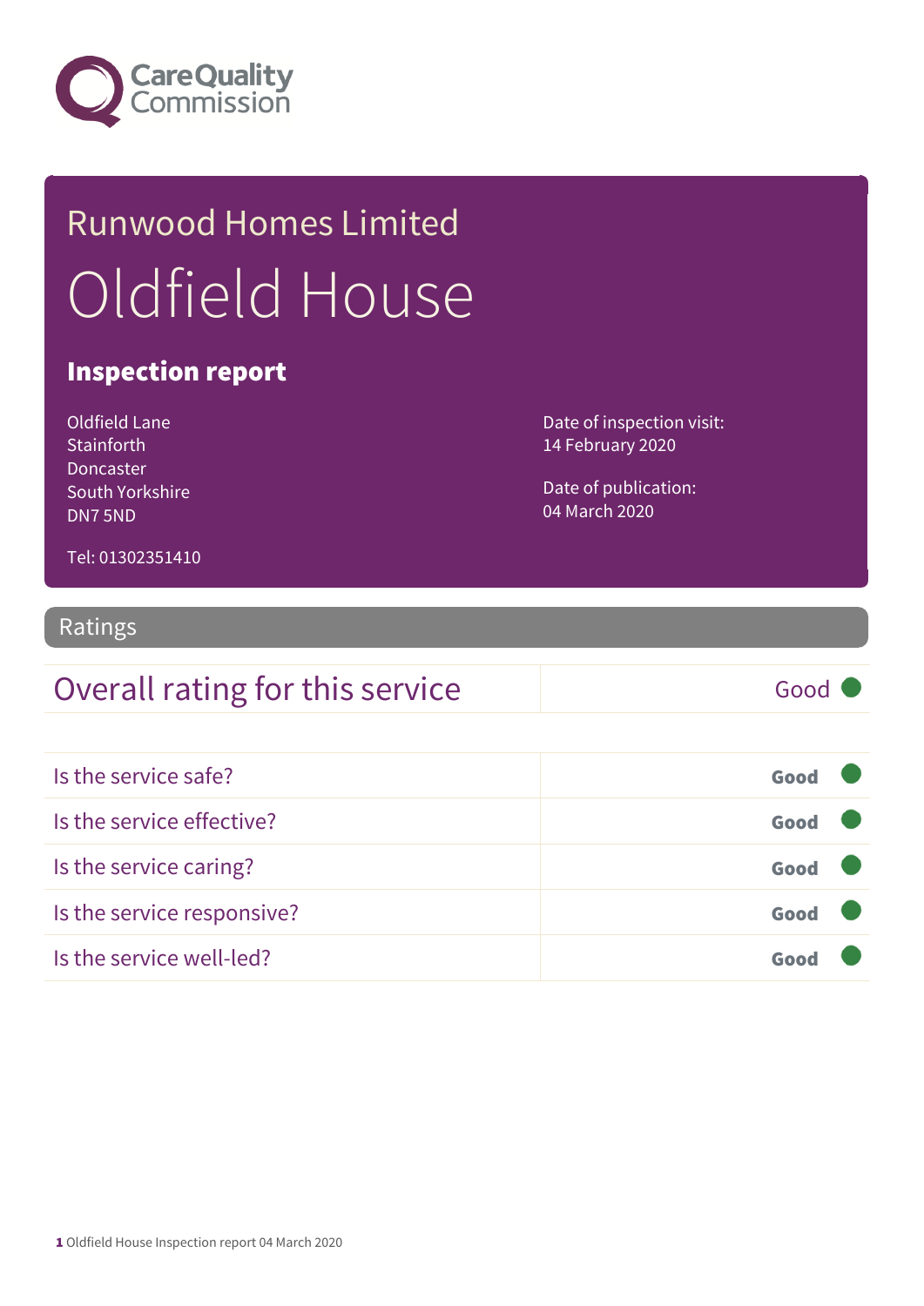Runwood Homes Limited

# Oldfield House

## Inspection report

Oldfield Lane
Stainforth
Doncaster
South Yorkshire
DN7 5ND

Tel: 01302351410

Date of inspection visit:
14 February 2020

Date of publication:
04 March 2020

## Ratings

| Overall rating for this service | Good |
|---|---|

| | |
|---|---|
| Is the service safe? | Good |
| Is the service effective? | Good |
| Is the service caring? | Good |
| Is the service responsive? | Good |
| Is the service well-led? | Good |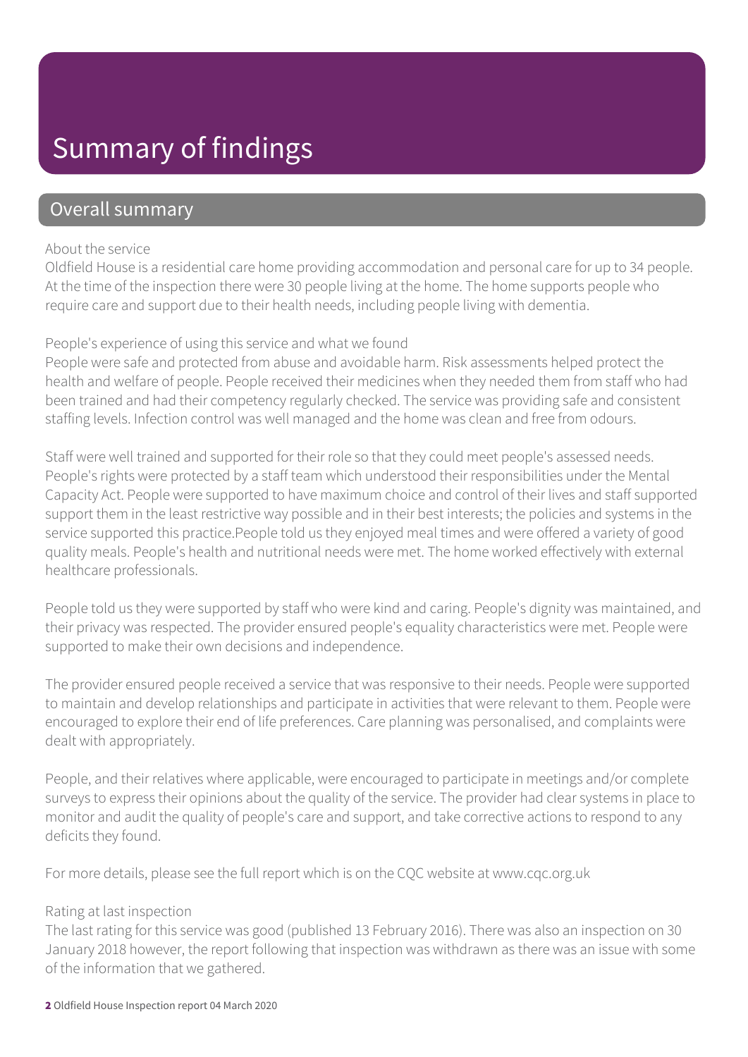# Summary of findings

## Overall summary

About the service

Oldfield House is a residential care home providing accommodation and personal care for up to 34 people. At the time of the inspection there were 30 people living at the home. The home supports people who require care and support due to their health needs, including people living with dementia.

People's experience of using this service and what we found

People were safe and protected from abuse and avoidable harm. Risk assessments helped protect the health and welfare of people. People received their medicines when they needed them from staff who had been trained and had their competency regularly checked. The service was providing safe and consistent staffing levels. Infection control was well managed and the home was clean and free from odours.

Staff were well trained and supported for their role so that they could meet people's assessed needs. People's rights were protected by a staff team which understood their responsibilities under the Mental Capacity Act. People were supported to have maximum choice and control of their lives and staff supported support them in the least restrictive way possible and in their best interests; the policies and systems in the service supported this practice.People told us they enjoyed meal times and were offered a variety of good quality meals. People's health and nutritional needs were met. The home worked effectively with external healthcare professionals.

People told us they were supported by staff who were kind and caring. People's dignity was maintained, and their privacy was respected. The provider ensured people's equality characteristics were met. People were supported to make their own decisions and independence.

The provider ensured people received a service that was responsive to their needs. People were supported to maintain and develop relationships and participate in activities that were relevant to them. People were encouraged to explore their end of life preferences. Care planning was personalised, and complaints were dealt with appropriately.

People, and their relatives where applicable, were encouraged to participate in meetings and/or complete surveys to express their opinions about the quality of the service. The provider had clear systems in place to monitor and audit the quality of people's care and support, and take corrective actions to respond to any deficits they found.

For more details, please see the full report which is on the CQC website at www.cqc.org.uk

Rating at last inspection

The last rating for this service was good (published 13 February 2016). There was also an inspection on 30 January 2018 however, the report following that inspection was withdrawn as there was an issue with some of the information that we gathered.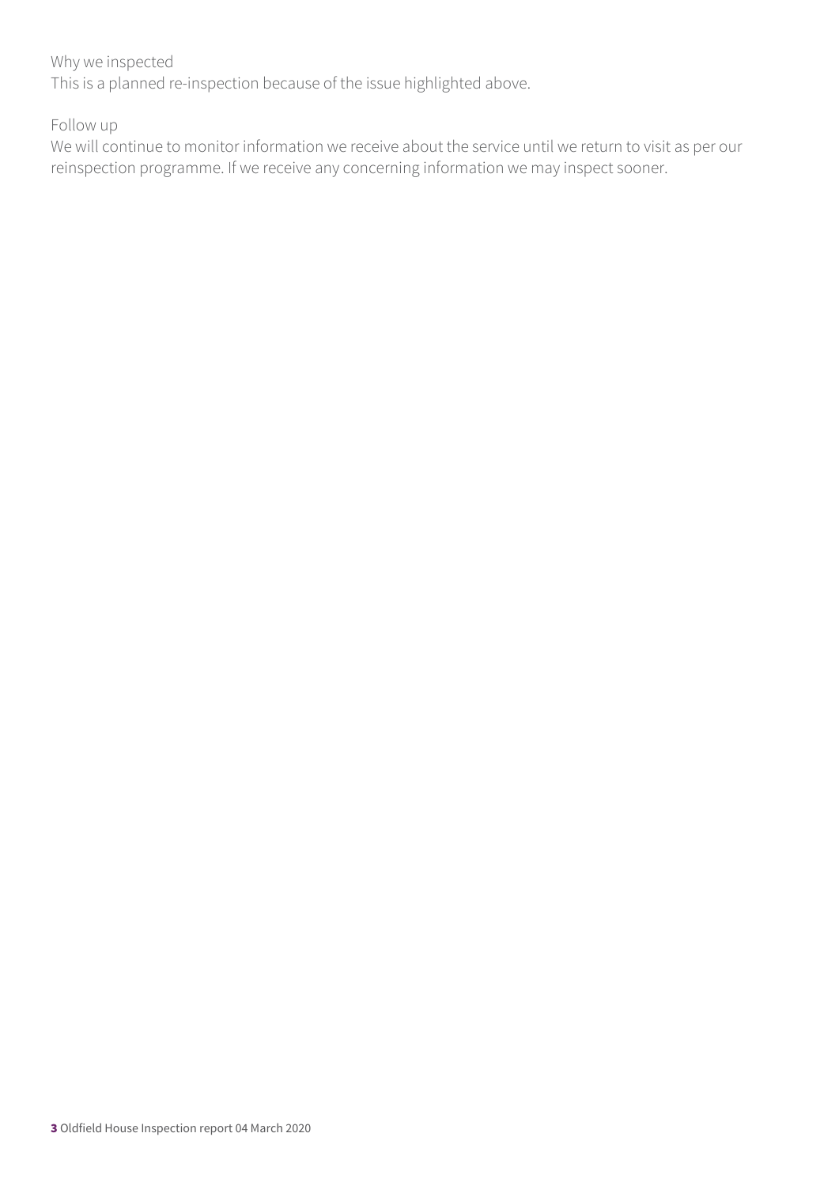Why we inspected

This is a planned re-inspection because of the issue highlighted above.

Follow up

We will continue to monitor information we receive about the service until we return to visit as per our reinspection programme. If we receive any concerning information we may inspect sooner.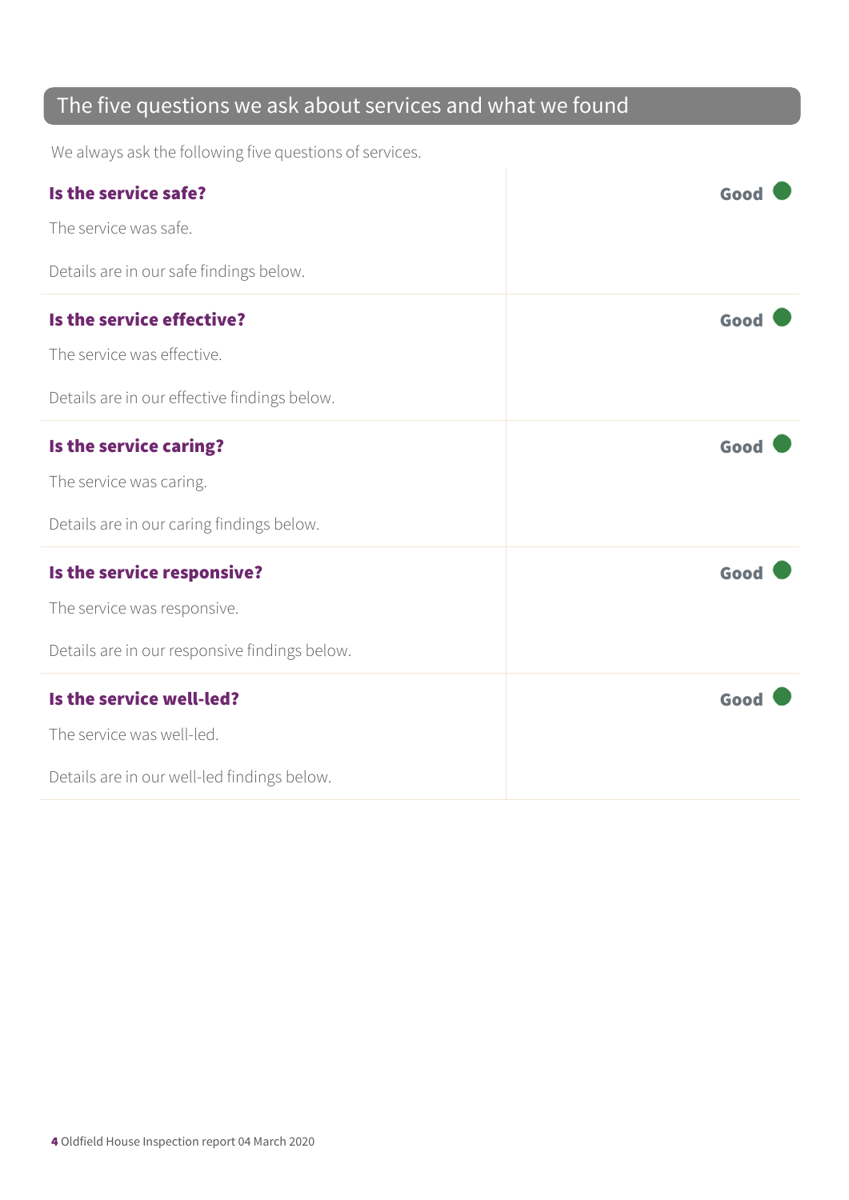## The five questions we ask about services and what we found

We always ask the following five questions of services.

| | |
|---|---|
| **Is the service safe?**<br><br>The service was safe.<br><br>Details are in our safe findings below. | **Good** |
| **Is the service effective?**<br><br>The service was effective.<br><br>Details are in our effective findings below. | **Good** |
| **Is the service caring?**<br><br>The service was caring.<br><br>Details are in our caring findings below. | **Good** |
| **Is the service responsive?**<br><br>The service was responsive.<br><br>Details are in our responsive findings below. | **Good** |
| **Is the service well-led?**<br><br>The service was well-led.<br><br>Details are in our well-led findings below. | **Good** |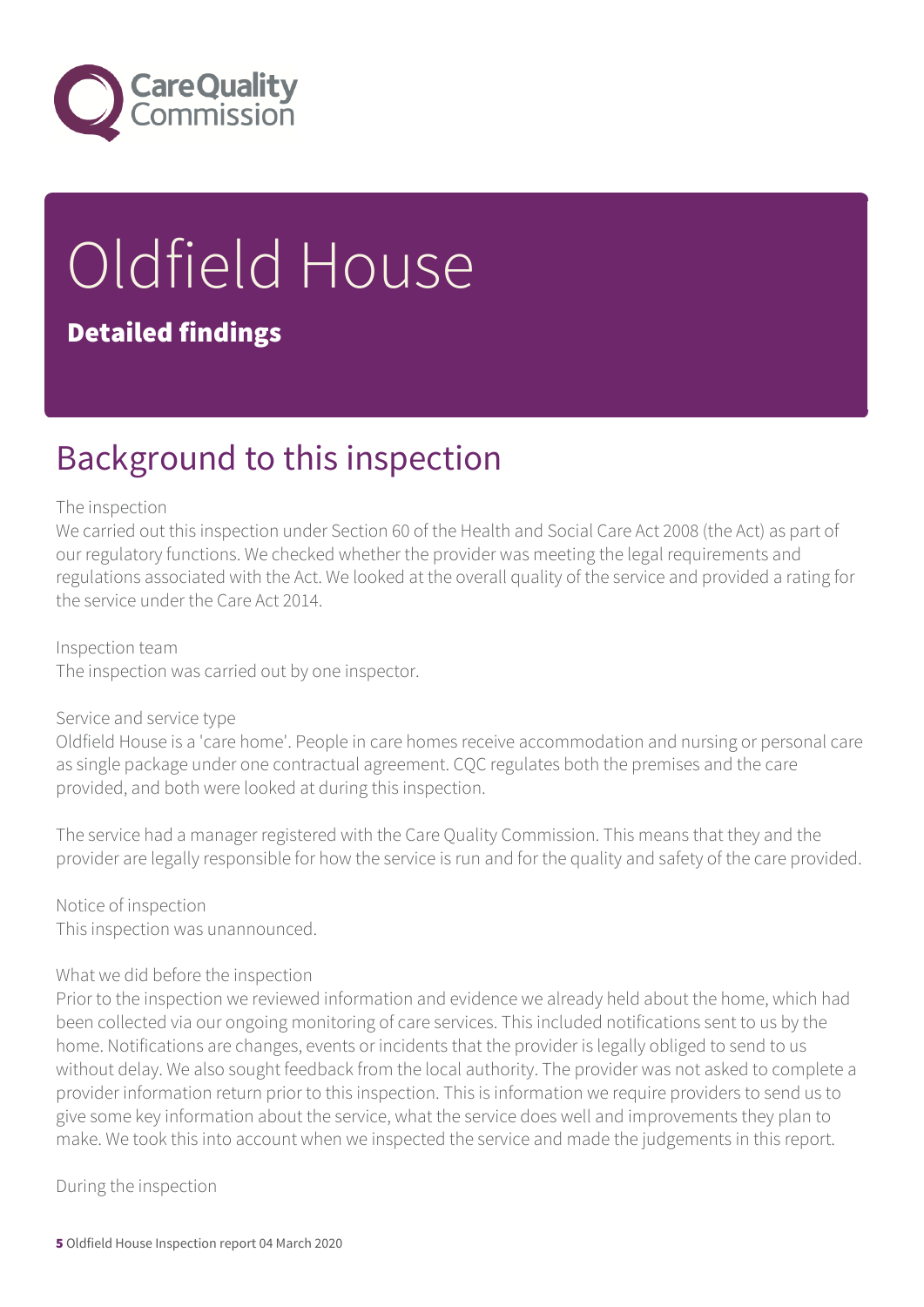# Oldfield House

## Detailed findings

## Background to this inspection

The inspection
We carried out this inspection under Section 60 of the Health and Social Care Act 2008 (the Act) as part of our regulatory functions. We checked whether the provider was meeting the legal requirements and regulations associated with the Act. We looked at the overall quality of the service and provided a rating for the service under the Care Act 2014.

Inspection team
The inspection was carried out by one inspector.

Service and service type
Oldfield House is a 'care home'. People in care homes receive accommodation and nursing or personal care as single package under one contractual agreement. CQC regulates both the premises and the care provided, and both were looked at during this inspection.

The service had a manager registered with the Care Quality Commission. This means that they and the provider are legally responsible for how the service is run and for the quality and safety of the care provided.

Notice of inspection
This inspection was unannounced.

What we did before the inspection
Prior to the inspection we reviewed information and evidence we already held about the home, which had been collected via our ongoing monitoring of care services. This included notifications sent to us by the home. Notifications are changes, events or incidents that the provider is legally obliged to send to us without delay. We also sought feedback from the local authority. The provider was not asked to complete a provider information return prior to this inspection. This is information we require providers to send us to give some key information about the service, what the service does well and improvements they plan to make. We took this into account when we inspected the service and made the judgements in this report.

During the inspection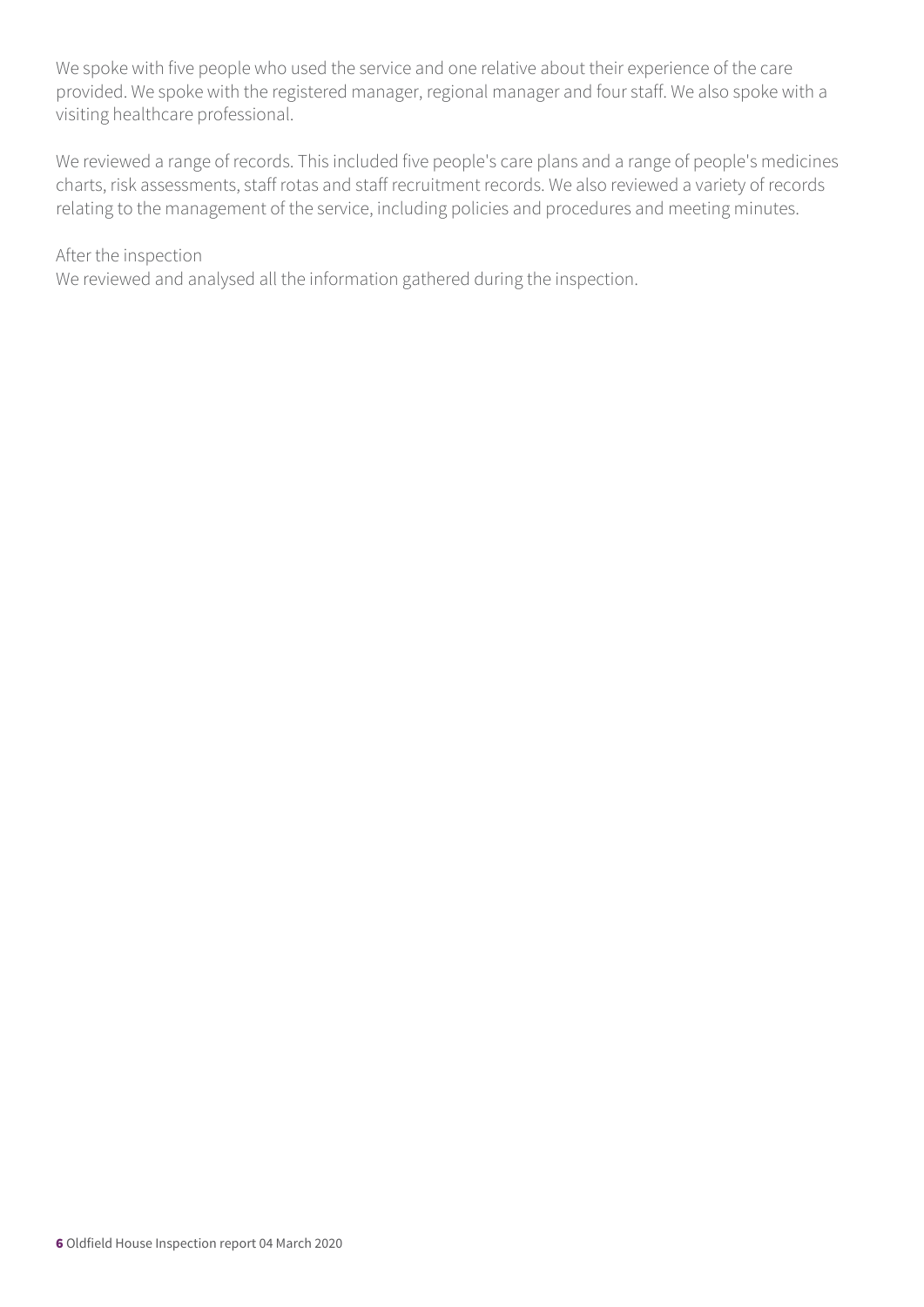We spoke with five people who used the service and one relative about their experience of the care provided. We spoke with the registered manager, regional manager and four staff. We also spoke with a visiting healthcare professional.

We reviewed a range of records. This included five people's care plans and a range of people's medicines charts, risk assessments, staff rotas and staff recruitment records. We also reviewed a variety of records relating to the management of the service, including policies and procedures and meeting minutes.

After the inspection

We reviewed and analysed all the information gathered during the inspection.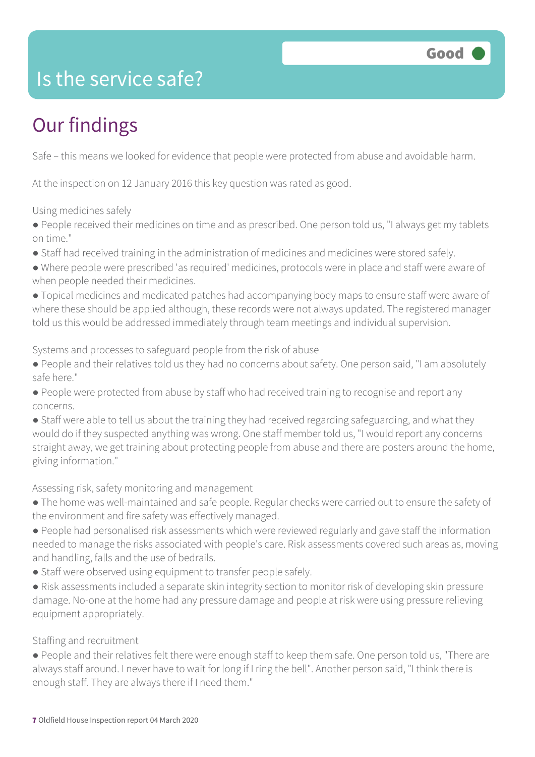# Is the service safe?

**Good**

## Our findings

Safe – this means we looked for evidence that people were protected from abuse and avoidable harm.

At the inspection on 12 January 2016 this key question was rated as good.

Using medicines safely

- People received their medicines on time and as prescribed. One person told us, "I always get my tablets on time."
- Staff had received training in the administration of medicines and medicines were stored safely.
- Where people were prescribed 'as required' medicines, protocols were in place and staff were aware of when people needed their medicines.
- Topical medicines and medicated patches had accompanying body maps to ensure staff were aware of where these should be applied although, these records were not always updated. The registered manager told us this would be addressed immediately through team meetings and individual supervision.

Systems and processes to safeguard people from the risk of abuse

- People and their relatives told us they had no concerns about safety. One person said, "I am absolutely safe here."
- People were protected from abuse by staff who had received training to recognise and report any concerns.
- Staff were able to tell us about the training they had received regarding safeguarding, and what they would do if they suspected anything was wrong. One staff member told us, "I would report any concerns straight away, we get training about protecting people from abuse and there are posters around the home, giving information."

Assessing risk, safety monitoring and management

- The home was well-maintained and safe people. Regular checks were carried out to ensure the safety of the environment and fire safety was effectively managed.
- People had personalised risk assessments which were reviewed regularly and gave staff the information needed to manage the risks associated with people's care. Risk assessments covered such areas as, moving and handling, falls and the use of bedrails.
- Staff were observed using equipment to transfer people safely.
- Risk assessments included a separate skin integrity section to monitor risk of developing skin pressure damage. No-one at the home had any pressure damage and people at risk were using pressure relieving equipment appropriately.

Staffing and recruitment

- People and their relatives felt there were enough staff to keep them safe. One person told us, "There are always staff around. I never have to wait for long if I ring the bell". Another person said, "I think there is enough staff. They are always there if I need them."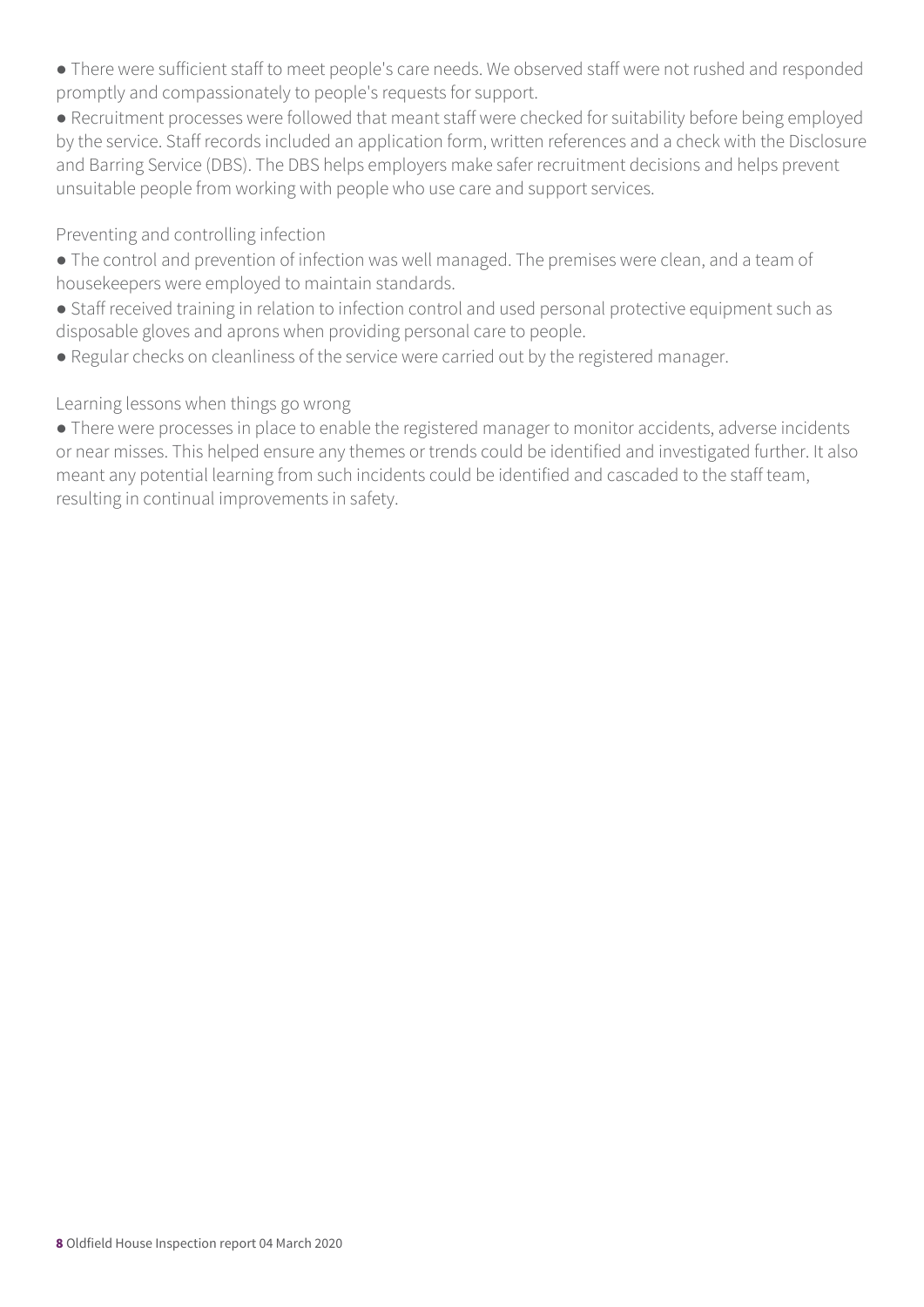- There were sufficient staff to meet people's care needs. We observed staff were not rushed and responded promptly and compassionately to people's requests for support.
- Recruitment processes were followed that meant staff were checked for suitability before being employed by the service. Staff records included an application form, written references and a check with the Disclosure and Barring Service (DBS). The DBS helps employers make safer recruitment decisions and helps prevent unsuitable people from working with people who use care and support services.

Preventing and controlling infection

- The control and prevention of infection was well managed. The premises were clean, and a team of housekeepers were employed to maintain standards.
- Staff received training in relation to infection control and used personal protective equipment such as disposable gloves and aprons when providing personal care to people.
- Regular checks on cleanliness of the service were carried out by the registered manager.

Learning lessons when things go wrong

- There were processes in place to enable the registered manager to monitor accidents, adverse incidents or near misses. This helped ensure any themes or trends could be identified and investigated further. It also meant any potential learning from such incidents could be identified and cascaded to the staff team, resulting in continual improvements in safety.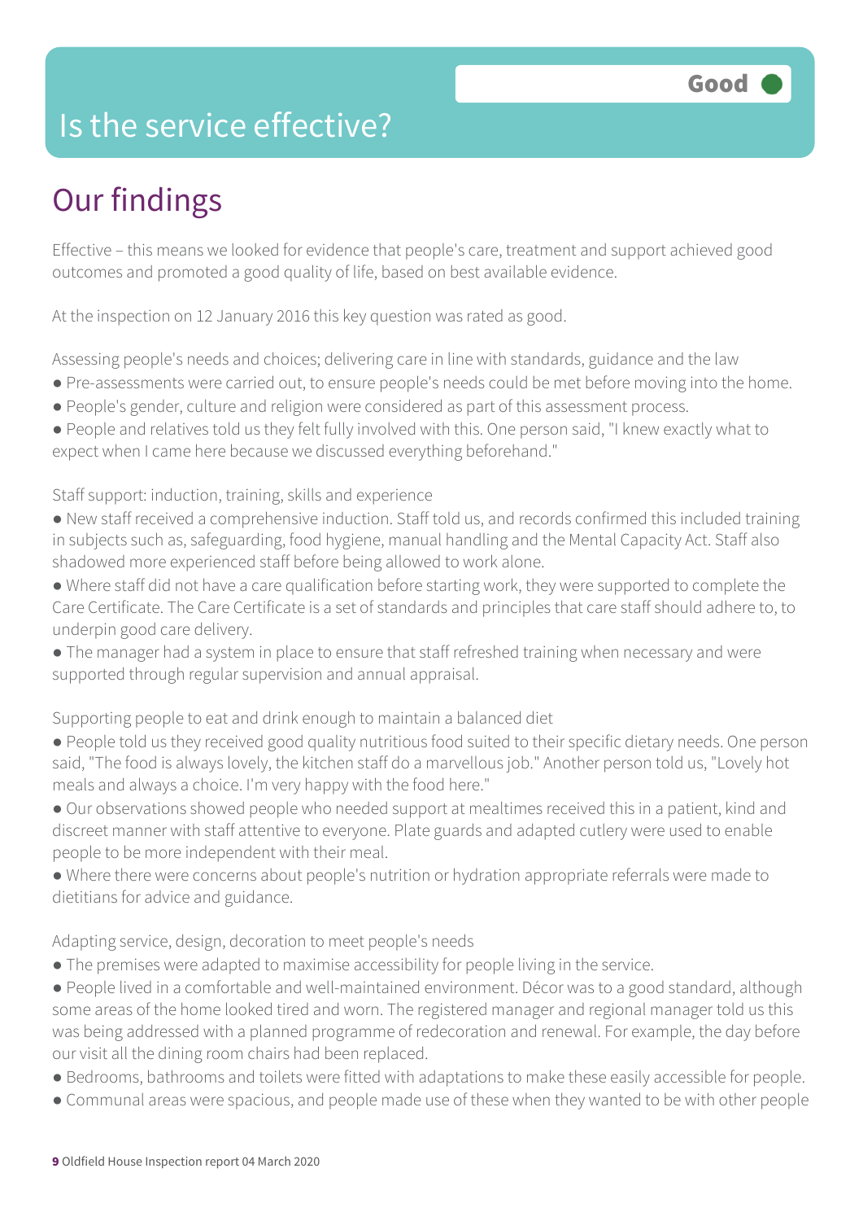# Is the service effective?

Good

## Our findings

Effective – this means we looked for evidence that people's care, treatment and support achieved good outcomes and promoted a good quality of life, based on best available evidence.

At the inspection on 12 January 2016 this key question was rated as good.

Assessing people's needs and choices; delivering care in line with standards, guidance and the law

- Pre-assessments were carried out, to ensure people's needs could be met before moving into the home.
- People's gender, culture and religion were considered as part of this assessment process.
- People and relatives told us they felt fully involved with this. One person said, "I knew exactly what to expect when I came here because we discussed everything beforehand."

Staff support: induction, training, skills and experience

- New staff received a comprehensive induction. Staff told us, and records confirmed this included training in subjects such as, safeguarding, food hygiene, manual handling and the Mental Capacity Act. Staff also shadowed more experienced staff before being allowed to work alone.
- Where staff did not have a care qualification before starting work, they were supported to complete the Care Certificate. The Care Certificate is a set of standards and principles that care staff should adhere to, to underpin good care delivery.
- The manager had a system in place to ensure that staff refreshed training when necessary and were supported through regular supervision and annual appraisal.

Supporting people to eat and drink enough to maintain a balanced diet

- People told us they received good quality nutritious food suited to their specific dietary needs. One person said, "The food is always lovely, the kitchen staff do a marvellous job." Another person told us, "Lovely hot meals and always a choice. I'm very happy with the food here."
- Our observations showed people who needed support at mealtimes received this in a patient, kind and discreet manner with staff attentive to everyone. Plate guards and adapted cutlery were used to enable people to be more independent with their meal.
- Where there were concerns about people's nutrition or hydration appropriate referrals were made to dietitians for advice and guidance.

Adapting service, design, decoration to meet people's needs

- The premises were adapted to maximise accessibility for people living in the service.
- People lived in a comfortable and well-maintained environment. Décor was to a good standard, although some areas of the home looked tired and worn. The registered manager and regional manager told us this was being addressed with a planned programme of redecoration and renewal. For example, the day before our visit all the dining room chairs had been replaced.
- Bedrooms, bathrooms and toilets were fitted with adaptations to make these easily accessible for people.
- Communal areas were spacious, and people made use of these when they wanted to be with other people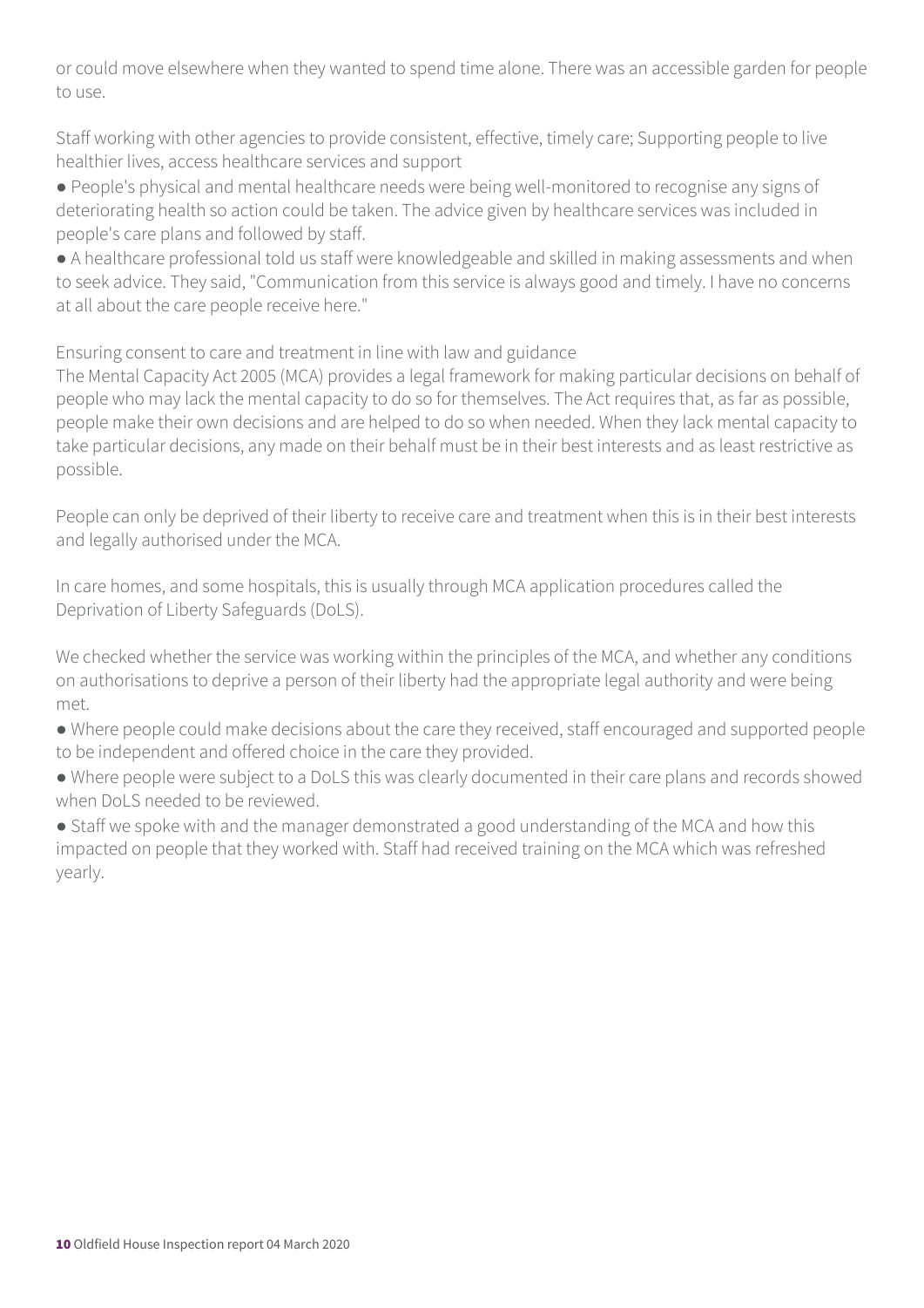or could move elsewhere when they wanted to spend time alone. There was an accessible garden for people to use.

Staff working with other agencies to provide consistent, effective, timely care; Supporting people to live healthier lives, access healthcare services and support

- People's physical and mental healthcare needs were being well-monitored to recognise any signs of deteriorating health so action could be taken. The advice given by healthcare services was included in people's care plans and followed by staff.
- A healthcare professional told us staff were knowledgeable and skilled in making assessments and when to seek advice. They said, "Communication from this service is always good and timely. I have no concerns at all about the care people receive here."

Ensuring consent to care and treatment in line with law and guidance

The Mental Capacity Act 2005 (MCA) provides a legal framework for making particular decisions on behalf of people who may lack the mental capacity to do so for themselves. The Act requires that, as far as possible, people make their own decisions and are helped to do so when needed. When they lack mental capacity to take particular decisions, any made on their behalf must be in their best interests and as least restrictive as possible.

People can only be deprived of their liberty to receive care and treatment when this is in their best interests and legally authorised under the MCA.

In care homes, and some hospitals, this is usually through MCA application procedures called the Deprivation of Liberty Safeguards (DoLS).

We checked whether the service was working within the principles of the MCA, and whether any conditions on authorisations to deprive a person of their liberty had the appropriate legal authority and were being met.

- Where people could make decisions about the care they received, staff encouraged and supported people to be independent and offered choice in the care they provided.
- Where people were subject to a DoLS this was clearly documented in their care plans and records showed when DoLS needed to be reviewed.
- Staff we spoke with and the manager demonstrated a good understanding of the MCA and how this impacted on people that they worked with. Staff had received training on the MCA which was refreshed yearly.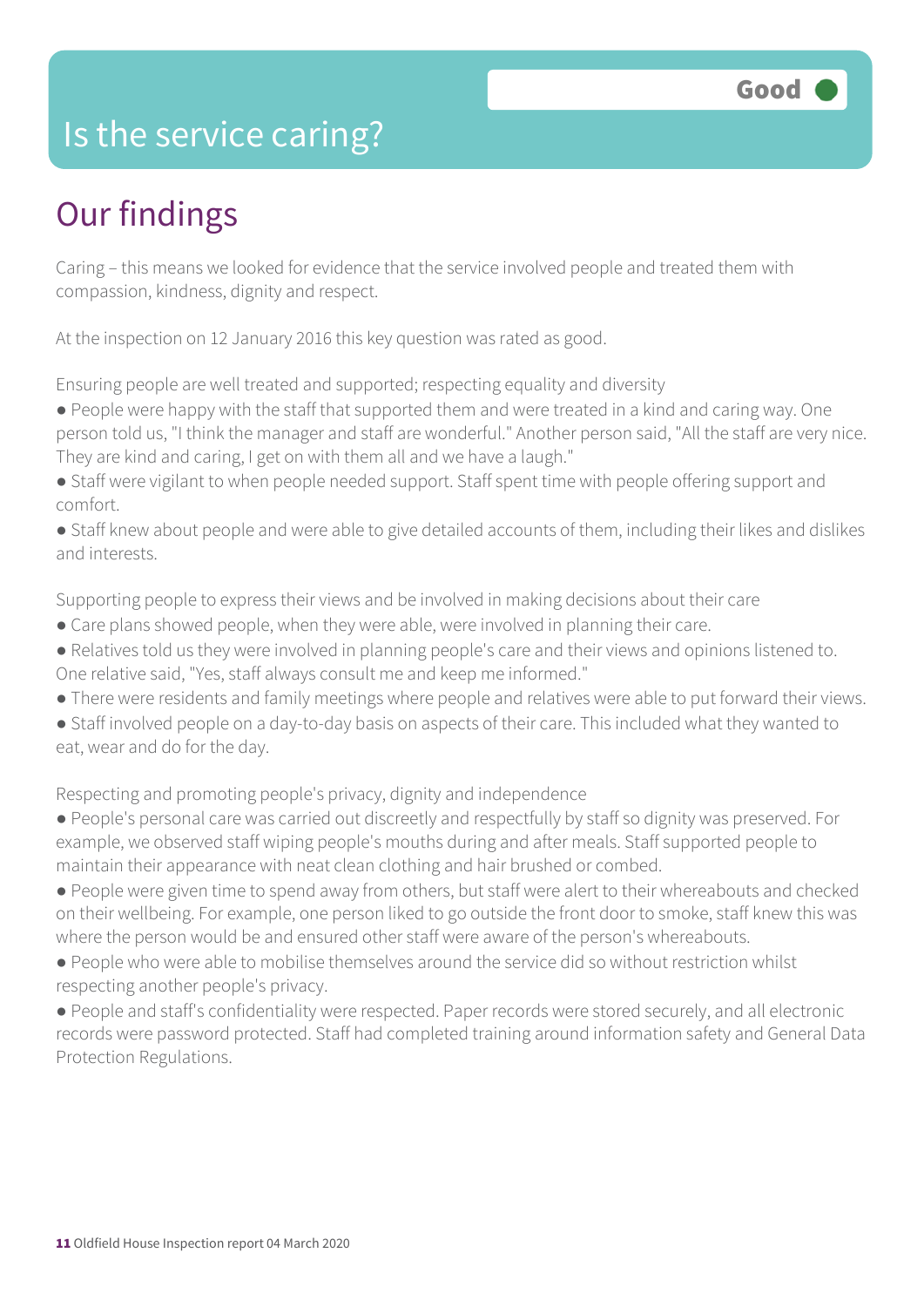# Is the service caring?

Good

## Our findings

Caring – this means we looked for evidence that the service involved people and treated them with compassion, kindness, dignity and respect.

At the inspection on 12 January 2016 this key question was rated as good.

Ensuring people are well treated and supported; respecting equality and diversity

- People were happy with the staff that supported them and were treated in a kind and caring way. One person told us, "I think the manager and staff are wonderful." Another person said, "All the staff are very nice. They are kind and caring, I get on with them all and we have a laugh."
- Staff were vigilant to when people needed support. Staff spent time with people offering support and comfort.
- Staff knew about people and were able to give detailed accounts of them, including their likes and dislikes and interests.

Supporting people to express their views and be involved in making decisions about their care

- Care plans showed people, when they were able, were involved in planning their care.
- Relatives told us they were involved in planning people's care and their views and opinions listened to. One relative said, "Yes, staff always consult me and keep me informed."
- There were residents and family meetings where people and relatives were able to put forward their views.
- Staff involved people on a day-to-day basis on aspects of their care. This included what they wanted to eat, wear and do for the day.

Respecting and promoting people's privacy, dignity and independence

- People's personal care was carried out discreetly and respectfully by staff so dignity was preserved. For example, we observed staff wiping people's mouths during and after meals. Staff supported people to maintain their appearance with neat clean clothing and hair brushed or combed.
- People were given time to spend away from others, but staff were alert to their whereabouts and checked on their wellbeing. For example, one person liked to go outside the front door to smoke, staff knew this was where the person would be and ensured other staff were aware of the person's whereabouts.
- People who were able to mobilise themselves around the service did so without restriction whilst respecting another people's privacy.
- People and staff's confidentiality were respected. Paper records were stored securely, and all electronic records were password protected. Staff had completed training around information safety and General Data Protection Regulations.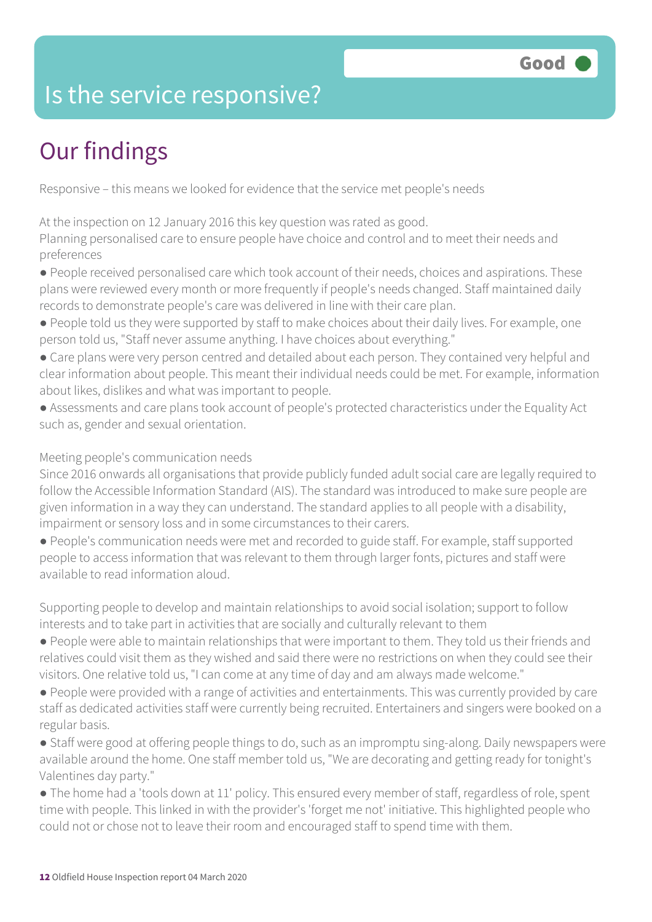# Is the service responsive?

**Good**

## Our findings

Responsive – this means we looked for evidence that the service met people's needs

At the inspection on 12 January 2016 this key question was rated as good.

Planning personalised care to ensure people have choice and control and to meet their needs and preferences

- People received personalised care which took account of their needs, choices and aspirations. These plans were reviewed every month or more frequently if people's needs changed. Staff maintained daily records to demonstrate people's care was delivered in line with their care plan.
- People told us they were supported by staff to make choices about their daily lives. For example, one person told us, "Staff never assume anything. I have choices about everything."
- Care plans were very person centred and detailed about each person. They contained very helpful and clear information about people. This meant their individual needs could be met. For example, information about likes, dislikes and what was important to people.
- Assessments and care plans took account of people's protected characteristics under the Equality Act such as, gender and sexual orientation.

Meeting people's communication needs

Since 2016 onwards all organisations that provide publicly funded adult social care are legally required to follow the Accessible Information Standard (AIS). The standard was introduced to make sure people are given information in a way they can understand. The standard applies to all people with a disability, impairment or sensory loss and in some circumstances to their carers.

- People's communication needs were met and recorded to guide staff. For example, staff supported people to access information that was relevant to them through larger fonts, pictures and staff were available to read information aloud.

Supporting people to develop and maintain relationships to avoid social isolation; support to follow interests and to take part in activities that are socially and culturally relevant to them

- People were able to maintain relationships that were important to them. They told us their friends and relatives could visit them as they wished and said there were no restrictions on when they could see their visitors. One relative told us, "I can come at any time of day and am always made welcome."
- People were provided with a range of activities and entertainments. This was currently provided by care staff as dedicated activities staff were currently being recruited. Entertainers and singers were booked on a regular basis.
- Staff were good at offering people things to do, such as an impromptu sing-along. Daily newspapers were available around the home. One staff member told us, "We are decorating and getting ready for tonight's Valentines day party."
- The home had a 'tools down at 11' policy. This ensured every member of staff, regardless of role, spent time with people. This linked in with the provider's 'forget me not' initiative. This highlighted people who could not or chose not to leave their room and encouraged staff to spend time with them.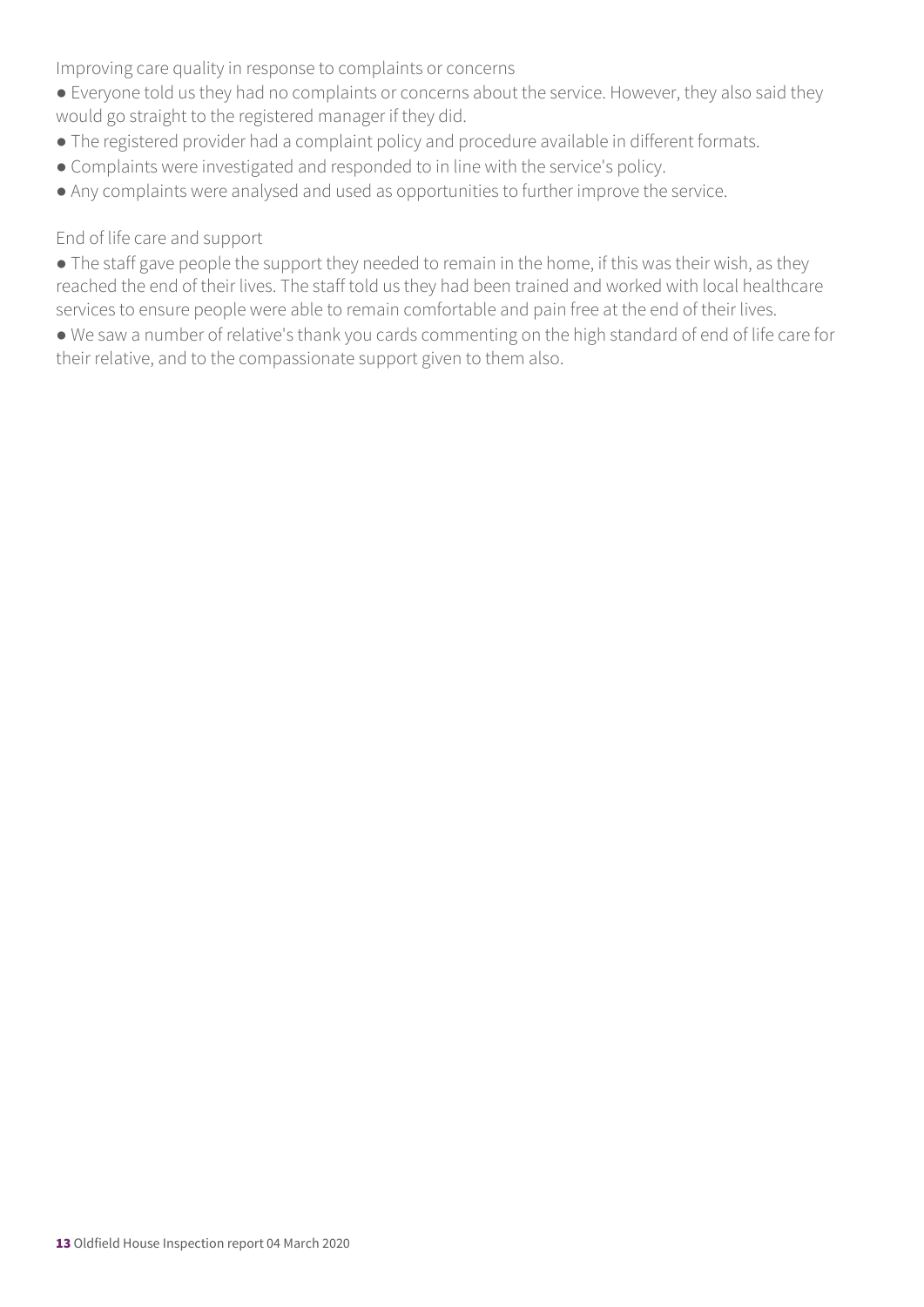### Improving care quality in response to complaints or concerns

- Everyone told us they had no complaints or concerns about the service. However, they also said they would go straight to the registered manager if they did.
- The registered provider had a complaint policy and procedure available in different formats.
- Complaints were investigated and responded to in line with the service's policy.
- Any complaints were analysed and used as opportunities to further improve the service.

### End of life care and support

- The staff gave people the support they needed to remain in the home, if this was their wish, as they reached the end of their lives. The staff told us they had been trained and worked with local healthcare services to ensure people were able to remain comfortable and pain free at the end of their lives.
- We saw a number of relative's thank you cards commenting on the high standard of end of life care for their relative, and to the compassionate support given to them also.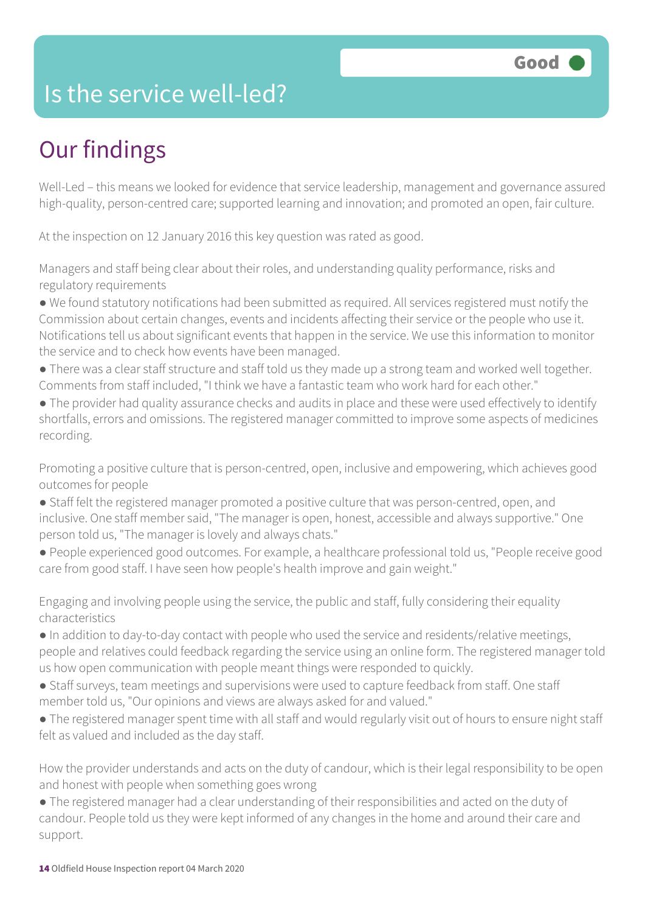# Is the service well-led?

**Good**

## Our findings

Well-Led – this means we looked for evidence that service leadership, management and governance assured high-quality, person-centred care; supported learning and innovation; and promoted an open, fair culture.

At the inspection on 12 January 2016 this key question was rated as good.

Managers and staff being clear about their roles, and understanding quality performance, risks and regulatory requirements

- We found statutory notifications had been submitted as required. All services registered must notify the Commission about certain changes, events and incidents affecting their service or the people who use it. Notifications tell us about significant events that happen in the service. We use this information to monitor the service and to check how events have been managed.
- There was a clear staff structure and staff told us they made up a strong team and worked well together. Comments from staff included, "I think we have a fantastic team who work hard for each other."
- The provider had quality assurance checks and audits in place and these were used effectively to identify shortfalls, errors and omissions. The registered manager committed to improve some aspects of medicines recording.

Promoting a positive culture that is person-centred, open, inclusive and empowering, which achieves good outcomes for people

- Staff felt the registered manager promoted a positive culture that was person-centred, open, and inclusive. One staff member said, "The manager is open, honest, accessible and always supportive." One person told us, "The manager is lovely and always chats."
- People experienced good outcomes. For example, a healthcare professional told us, "People receive good care from good staff. I have seen how people's health improve and gain weight."

Engaging and involving people using the service, the public and staff, fully considering their equality characteristics

- In addition to day-to-day contact with people who used the service and residents/relative meetings, people and relatives could feedback regarding the service using an online form. The registered manager told us how open communication with people meant things were responded to quickly.
- Staff surveys, team meetings and supervisions were used to capture feedback from staff. One staff member told us, "Our opinions and views are always asked for and valued."
- The registered manager spent time with all staff and would regularly visit out of hours to ensure night staff felt as valued and included as the day staff.

How the provider understands and acts on the duty of candour, which is their legal responsibility to be open and honest with people when something goes wrong

- The registered manager had a clear understanding of their responsibilities and acted on the duty of candour. People told us they were kept informed of any changes in the home and around their care and support.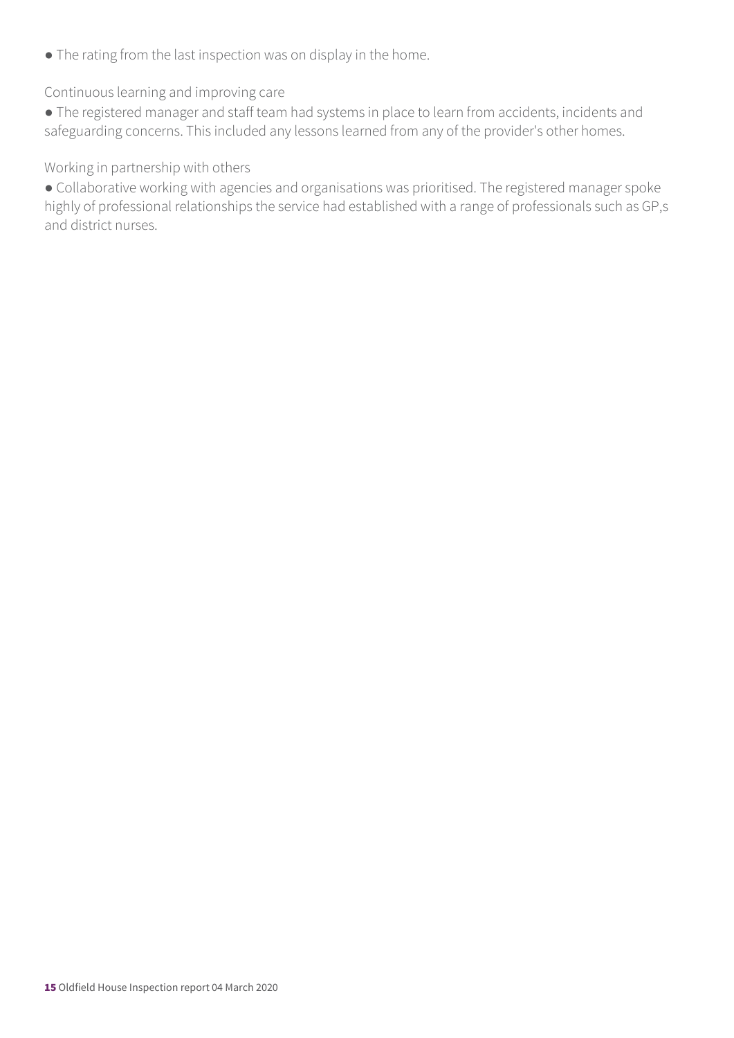- The rating from the last inspection was on display in the home.

Continuous learning and improving care

- The registered manager and staff team had systems in place to learn from accidents, incidents and safeguarding concerns. This included any lessons learned from any of the provider's other homes.

Working in partnership with others

- Collaborative working with agencies and organisations was prioritised. The registered manager spoke highly of professional relationships the service had established with a range of professionals such as GP,s and district nurses.